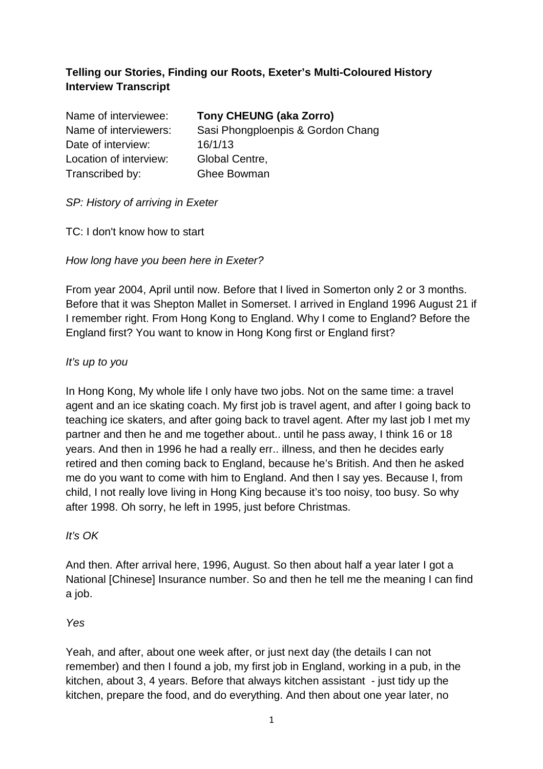**Telling our Stories, Finding our Roots, Exeter's Multi-Coloured History Interview Transcript**

Name of interviewee: **Tony CHEUNG (aka Zorro)**
Name of interviewers: Sasi Phongploenpis & Gordon Chang
Date of interview: 16/1/13
Location of interview: Global Centre,
Transcribed by: Ghee Bowman

*SP: History of arriving in Exeter*

TC: I don't know how to start

*How long have you been here in Exeter?*

From year 2004, April until now. Before that I lived in Somerton only 2 or 3 months. Before that it was Shepton Mallet in Somerset. I arrived in England 1996 August 21 if I remember right. From Hong Kong to England. Why I come to England? Before the England first? You want to know in Hong Kong first or England first?

*It's up to you*

In Hong Kong, My whole life I only have two jobs. Not on the same time: a travel agent and an ice skating coach. My first job is travel agent, and after I going back to teaching ice skaters, and after going back to travel agent. After my last job I met my partner and then he and me together about.. until he pass away, I think 16 or 18 years. And then in 1996 he had a really err.. illness, and then he decides early retired and then coming back to England, because he's British. And then he asked me do you want to come with him to England. And then I say yes. Because I, from child, I not really love living in Hong King because it's too noisy, too busy. So why after 1998. Oh sorry, he left in 1995, just before Christmas.

*It's OK*

And then. After arrival here, 1996, August. So then about half a year later I got a National [Chinese] Insurance number. So and then he tell me the meaning I can find a job.

*Yes*

Yeah, and after, about one week after, or just next day (the details I can not remember) and then I found a job, my first job in England, working in a pub, in the kitchen, about 3, 4 years. Before that always kitchen assistant - just tidy up the kitchen, prepare the food, and do everything. And then about one year later, no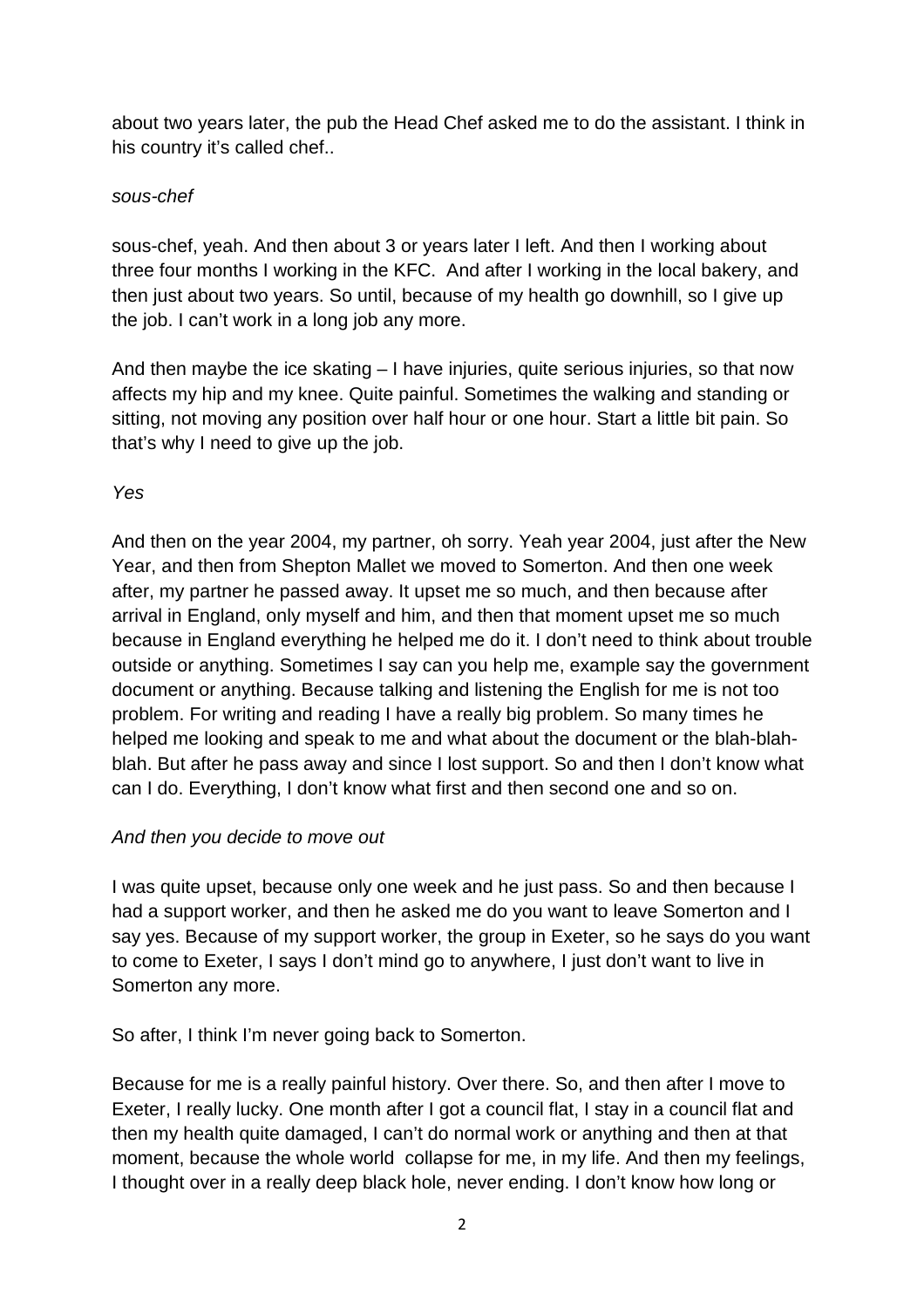about two years later, the pub the Head Chef asked me to do the assistant. I think in his country it's called chef..

*sous-chef*

sous-chef, yeah. And then about 3 or years later I left. And then I working about three four months I working in the KFC. And after I working in the local bakery, and then just about two years. So until, because of my health go downhill, so I give up the job. I can't work in a long job any more.

And then maybe the ice skating – I have injuries, quite serious injuries, so that now affects my hip and my knee. Quite painful. Sometimes the walking and standing or sitting, not moving any position over half hour or one hour. Start a little bit pain. So that's why I need to give up the job.

*Yes*

And then on the year 2004, my partner, oh sorry. Yeah year 2004, just after the New Year, and then from Shepton Mallet we moved to Somerton. And then one week after, my partner he passed away. It upset me so much, and then because after arrival in England, only myself and him, and then that moment upset me so much because in England everything he helped me do it. I don't need to think about trouble outside or anything. Sometimes I say can you help me, example say the government document or anything. Because talking and listening the English for me is not too problem. For writing and reading I have a really big problem. So many times he helped me looking and speak to me and what about the document or the blah-blah-blah. But after he pass away and since I lost support. So and then I don't know what can I do. Everything, I don't know what first and then second one and so on.

*And then you decide to move out*

I was quite upset, because only one week and he just pass. So and then because I had a support worker, and then he asked me do you want to leave Somerton and I say yes. Because of my support worker, the group in Exeter, so he says do you want to come to Exeter, I says I don't mind go to anywhere, I just don't want to live in Somerton any more.

So after, I think I'm never going back to Somerton.

Because for me is a really painful history. Over there. So, and then after I move to Exeter, I really lucky. One month after I got a council flat, I stay in a council flat and then my health quite damaged, I can't do normal work or anything and then at that moment, because the whole world collapse for me, in my life. And then my feelings, I thought over in a really deep black hole, never ending. I don't know how long or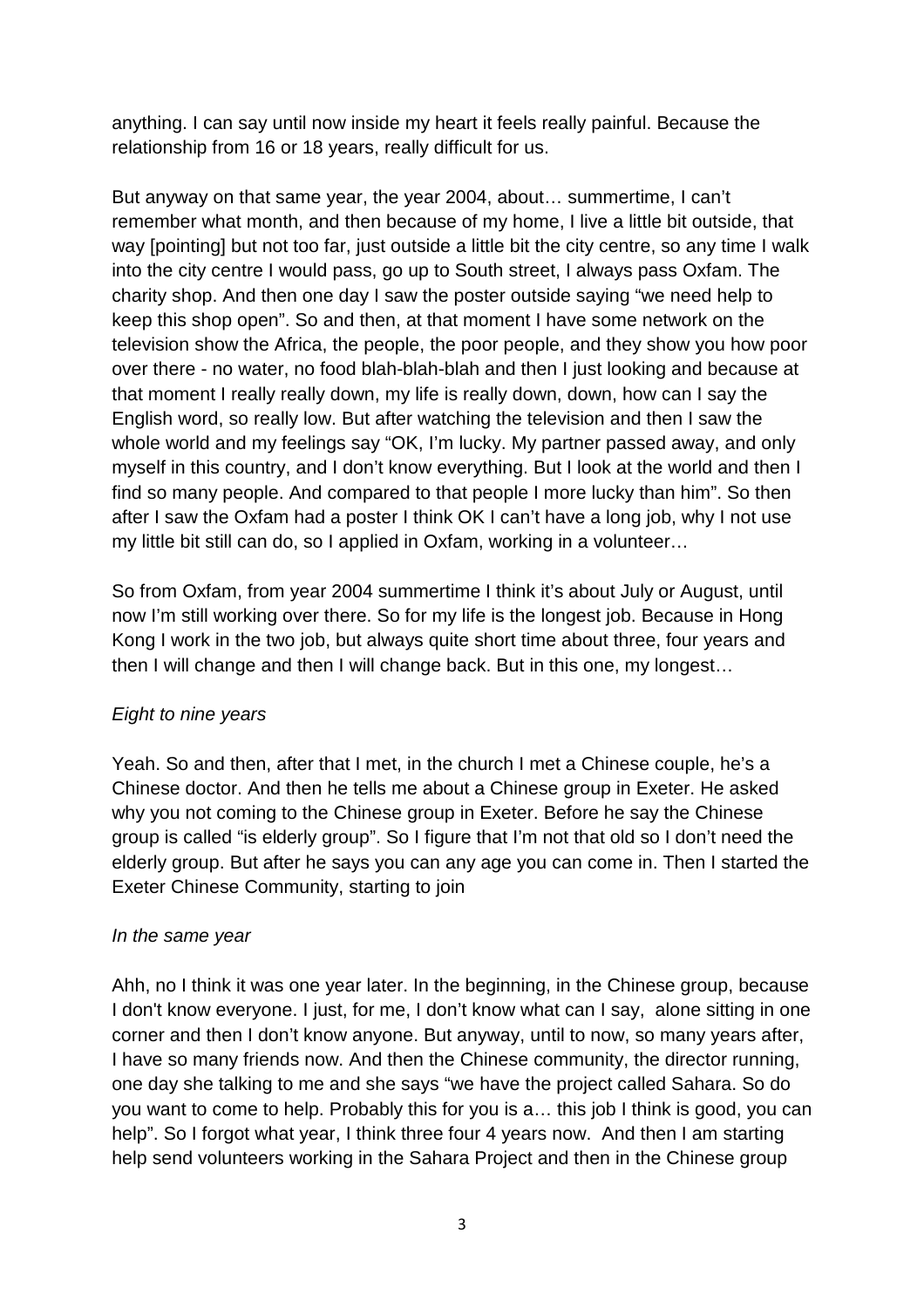anything. I can say until now inside my heart it feels really painful. Because the relationship from 16 or 18 years, really difficult for us.

But anyway on that same year, the year 2004, about… summertime, I can't remember what month, and then because of my home, I live a little bit outside, that way [pointing] but not too far, just outside a little bit the city centre, so any time I walk into the city centre I would pass, go up to South street, I always pass Oxfam. The charity shop. And then one day I saw the poster outside saying "we need help to keep this shop open". So and then, at that moment I have some network on the television show the Africa, the people, the poor people, and they show you how poor over there - no water, no food blah-blah-blah and then I just looking and because at that moment I really really down, my life is really down, down, how can I say the English word, so really low. But after watching the television and then I saw the whole world and my feelings say "OK, I'm lucky. My partner passed away, and only myself in this country, and I don't know everything. But I look at the world and then I find so many people. And compared to that people I more lucky than him". So then after I saw the Oxfam had a poster I think OK I can't have a long job, why I not use my little bit still can do, so I applied in Oxfam, working in a volunteer…

So from Oxfam, from year 2004 summertime I think it's about July or August, until now I'm still working over there. So for my life is the longest job. Because in Hong Kong I work in the two job, but always quite short time about three, four years and then I will change and then I will change back. But in this one, my longest…

*Eight to nine years*

Yeah. So and then, after that I met, in the church I met a Chinese couple, he's a Chinese doctor. And then he tells me about a Chinese group in Exeter. He asked why you not coming to the Chinese group in Exeter. Before he say the Chinese group is called "is elderly group". So I figure that I'm not that old so I don't need the elderly group. But after he says you can any age you can come in. Then I started the Exeter Chinese Community, starting to join

*In the same year*

Ahh, no I think it was one year later. In the beginning, in the Chinese group, because I don't know everyone. I just, for me, I don't know what can I say, alone sitting in one corner and then I don't know anyone. But anyway, until to now, so many years after, I have so many friends now. And then the Chinese community, the director running, one day she talking to me and she says "we have the project called Sahara. So do you want to come to help. Probably this for you is a… this job I think is good, you can help". So I forgot what year, I think three four 4 years now. And then I am starting help send volunteers working in the Sahara Project and then in the Chinese group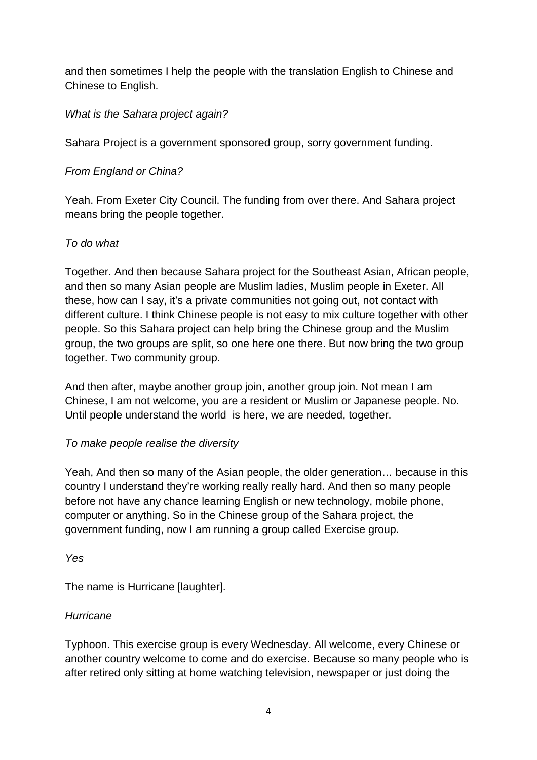and then sometimes I help the people with the translation English to Chinese and Chinese to English.

*What is the Sahara project again?*

Sahara Project is a government sponsored group, sorry government funding.

*From England or China?*

Yeah. From Exeter City Council. The funding from over there. And Sahara project means bring the people together.

*To do what*

Together. And then because Sahara project for the Southeast Asian, African people, and then so many Asian people are Muslim ladies, Muslim people in Exeter. All these, how can I say, it's a private communities not going out, not contact with different culture. I think Chinese people is not easy to mix culture together with other people. So this Sahara project can help bring the Chinese group and the Muslim group, the two groups are split, so one here one there. But now bring the two group together. Two community group.

And then after, maybe another group join, another group join. Not mean I am Chinese, I am not welcome, you are a resident or Muslim or Japanese people. No. Until people understand the world is here, we are needed, together.

*To make people realise the diversity*

Yeah, And then so many of the Asian people, the older generation… because in this country I understand they're working really really hard. And then so many people before not have any chance learning English or new technology, mobile phone, computer or anything. So in the Chinese group of the Sahara project, the government funding, now I am running a group called Exercise group.

*Yes*

The name is Hurricane [laughter].

*Hurricane*

Typhoon. This exercise group is every Wednesday. All welcome, every Chinese or another country welcome to come and do exercise. Because so many people who is after retired only sitting at home watching television, newspaper or just doing the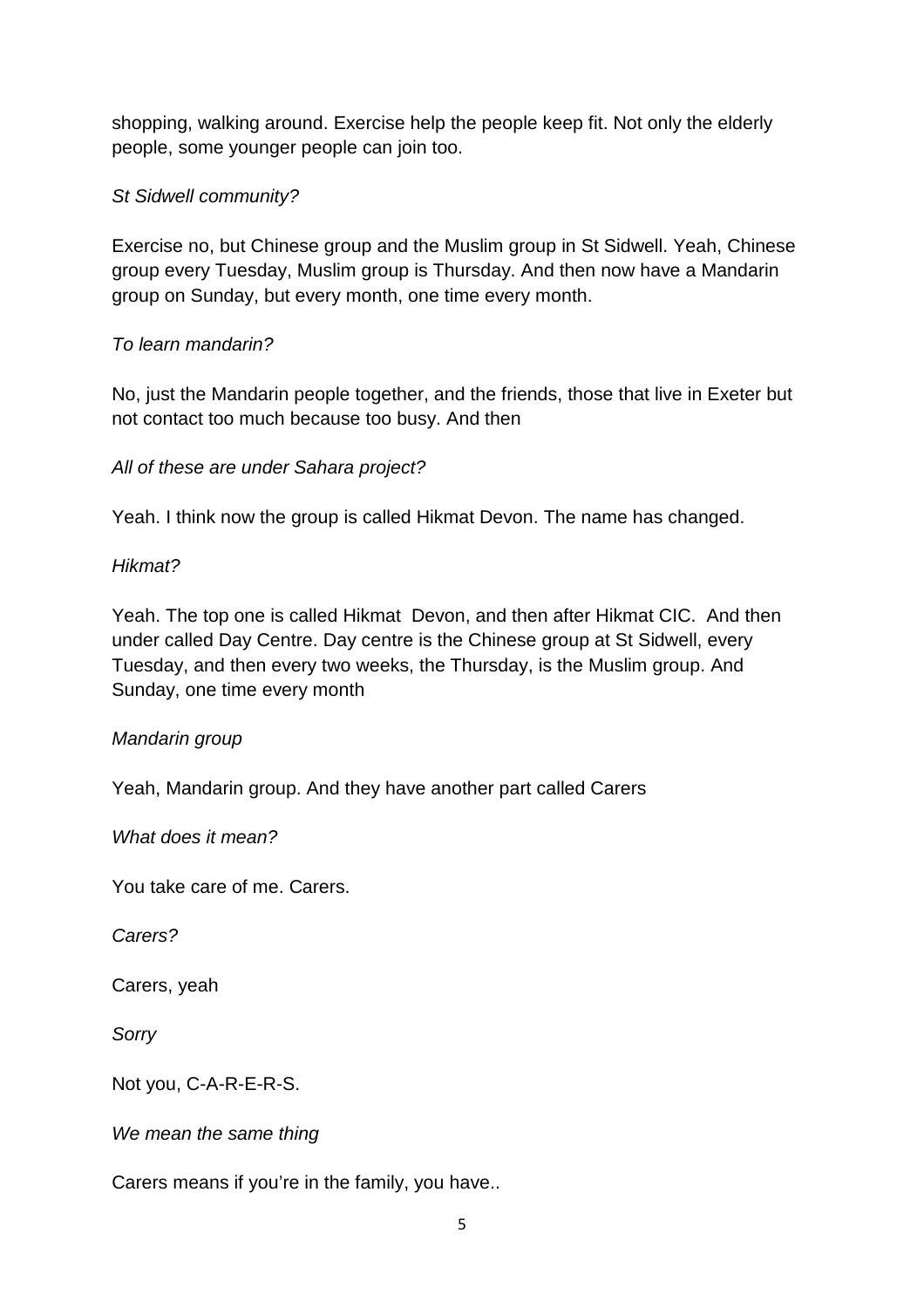shopping, walking around. Exercise help the people keep fit. Not only the elderly people, some younger people can join too.

*St Sidwell community?*

Exercise no, but Chinese group and the Muslim group in St Sidwell. Yeah, Chinese group every Tuesday, Muslim group is Thursday. And then now have a Mandarin group on Sunday, but every month, one time every month.

*To learn mandarin?*

No, just the Mandarin people together, and the friends, those that live in Exeter but not contact too much because too busy. And then

*All of these are under Sahara project?*

Yeah. I think now the group is called Hikmat Devon. The name has changed.

*Hikmat?*

Yeah. The top one is called Hikmat Devon, and then after Hikmat CIC. And then under called Day Centre. Day centre is the Chinese group at St Sidwell, every Tuesday, and then every two weeks, the Thursday, is the Muslim group. And Sunday, one time every month

*Mandarin group*

Yeah, Mandarin group. And they have another part called Carers

*What does it mean?*

You take care of me. Carers.

*Carers?*

Carers, yeah

*Sorry*

Not you, C-A-R-E-R-S.

*We mean the same thing*

Carers means if you're in the family, you have..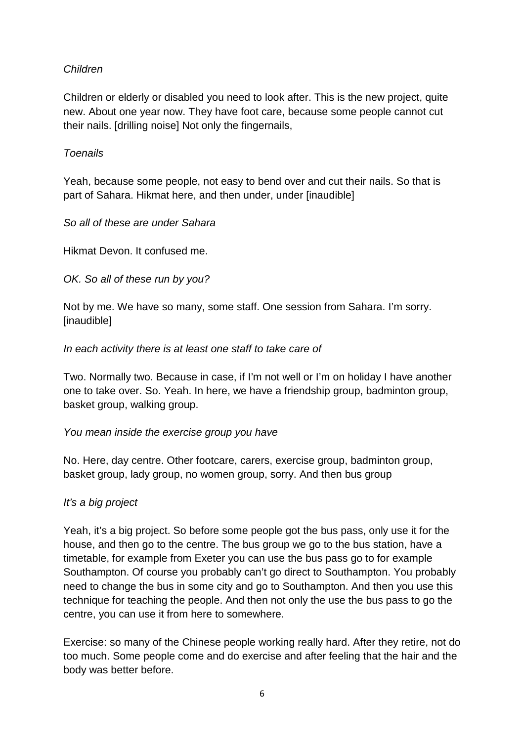*Children*

Children or elderly or disabled you need to look after. This is the new project, quite new. About one year now. They have foot care, because some people cannot cut their nails. [drilling noise] Not only the fingernails,

*Toenails*

Yeah, because some people, not easy to bend over and cut their nails. So that is part of Sahara. Hikmat here, and then under, under [inaudible]

*So all of these are under Sahara*

Hikmat Devon. It confused me.

*OK. So all of these run by you?*

Not by me. We have so many, some staff. One session from Sahara. I'm sorry. [inaudible]

*In each activity there is at least one staff to take care of*

Two. Normally two. Because in case, if I'm not well or I'm on holiday I have another one to take over. So. Yeah. In here, we have a friendship group, badminton group, basket group, walking group.

*You mean inside the exercise group you have*

No. Here, day centre. Other footcare, carers, exercise group, badminton group, basket group, lady group, no women group, sorry. And then bus group

*It's a big project*

Yeah, it's a big project. So before some people got the bus pass, only use it for the house, and then go to the centre. The bus group we go to the bus station, have a timetable, for example from Exeter you can use the bus pass go to for example Southampton. Of course you probably can't go direct to Southampton. You probably need to change the bus in some city and go to Southampton. And then you use this technique for teaching the people. And then not only the use the bus pass to go the centre, you can use it from here to somewhere.

Exercise: so many of the Chinese people working really hard. After they retire, not do too much. Some people come and do exercise and after feeling that the hair and the body was better before.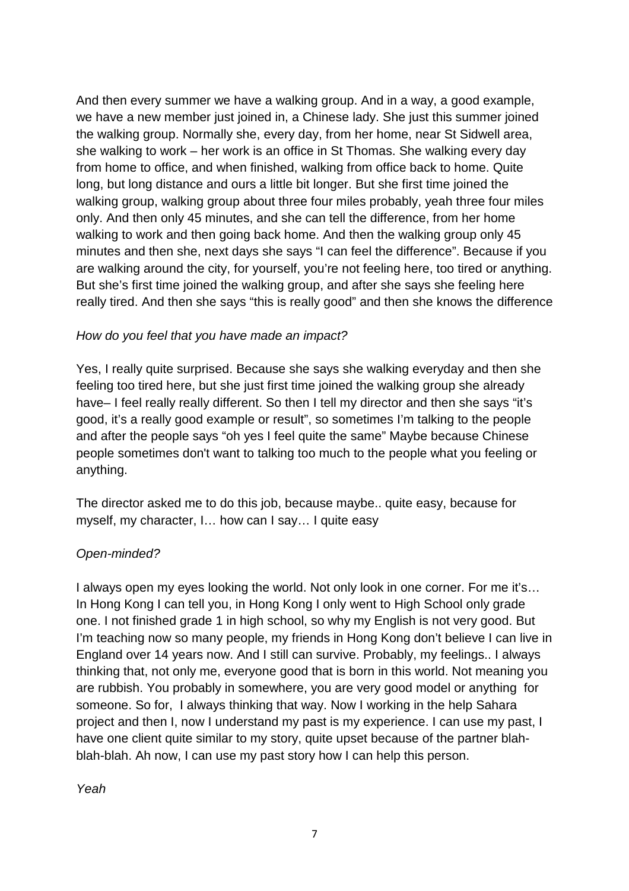And then every summer we have a walking group. And in a way, a good example, we have a new member just joined in, a Chinese lady. She just this summer joined the walking group. Normally she, every day, from her home, near St Sidwell area, she walking to work – her work is an office in St Thomas. She walking every day from home to office, and when finished, walking from office back to home. Quite long, but long distance and ours a little bit longer. But she first time joined the walking group, walking group about three four miles probably, yeah three four miles only. And then only 45 minutes, and she can tell the difference, from her home walking to work and then going back home. And then the walking group only 45 minutes and then she, next days she says "I can feel the difference". Because if you are walking around the city, for yourself, you're not feeling here, too tired or anything. But she's first time joined the walking group, and after she says she feeling here really tired. And then she says "this is really good" and then she knows the difference

*How do you feel that you have made an impact?*

Yes, I really quite surprised. Because she says she walking everyday and then she feeling too tired here, but she just first time joined the walking group she already have– I feel really really different. So then I tell my director and then she says "it's good, it's a really good example or result", so sometimes I'm talking to the people and after the people says "oh yes I feel quite the same" Maybe because Chinese people sometimes don't want to talking too much to the people what you feeling or anything.

The director asked me to do this job, because maybe.. quite easy, because for myself, my character, I… how can I say… I quite easy

*Open-minded?*

I always open my eyes looking the world. Not only look in one corner. For me it's… In Hong Kong I can tell you, in Hong Kong I only went to High School only grade one. I not finished grade 1 in high school, so why my English is not very good. But I'm teaching now so many people, my friends in Hong Kong don't believe I can live in England over 14 years now. And I still can survive. Probably, my feelings.. I always thinking that, not only me, everyone good that is born in this world. Not meaning you are rubbish. You probably in somewhere, you are very good model or anything for someone. So for, I always thinking that way. Now I working in the help Sahara project and then I, now I understand my past is my experience. I can use my past, I have one client quite similar to my story, quite upset because of the partner blah-blah-blah. Ah now, I can use my past story how I can help this person.

*Yeah*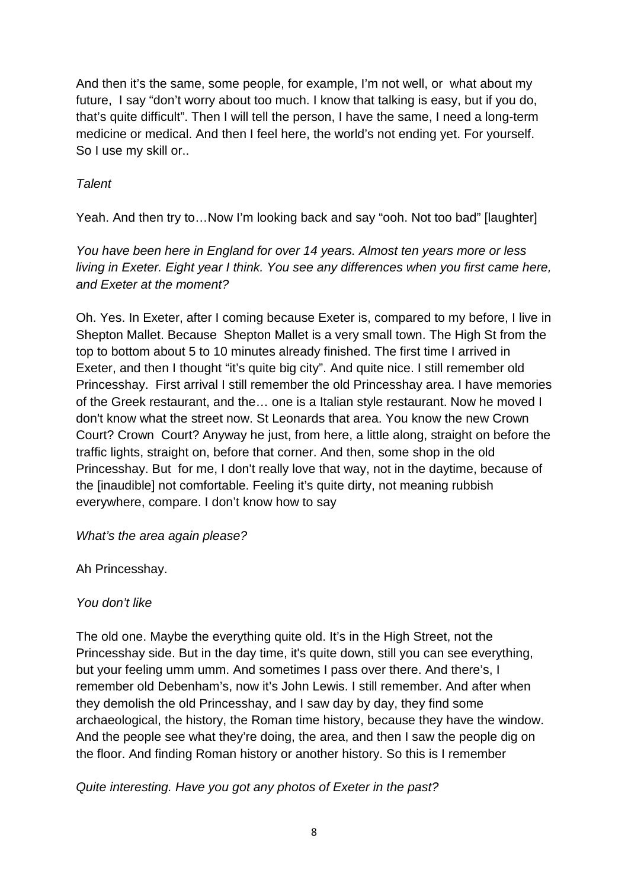And then it's the same, some people, for example, I'm not well, or what about my future, I say "don't worry about too much. I know that talking is easy, but if you do, that's quite difficult". Then I will tell the person, I have the same, I need a long-term medicine or medical. And then I feel here, the world's not ending yet. For yourself. So I use my skill or..

*Talent*

Yeah. And then try to…Now I'm looking back and say "ooh. Not too bad" [laughter]

*You have been here in England for over 14 years. Almost ten years more or less living in Exeter. Eight year I think. You see any differences when you first came here, and Exeter at the moment?*

Oh. Yes. In Exeter, after I coming because Exeter is, compared to my before, I live in Shepton Mallet. Because Shepton Mallet is a very small town. The High St from the top to bottom about 5 to 10 minutes already finished. The first time I arrived in Exeter, and then I thought "it's quite big city". And quite nice. I still remember old Princesshay. First arrival I still remember the old Princesshay area. I have memories of the Greek restaurant, and the… one is a Italian style restaurant. Now he moved I don't know what the street now. St Leonards that area. You know the new Crown Court? Crown Court? Anyway he just, from here, a little along, straight on before the traffic lights, straight on, before that corner. And then, some shop in the old Princesshay. But for me, I don't really love that way, not in the daytime, because of the [inaudible] not comfortable. Feeling it's quite dirty, not meaning rubbish everywhere, compare. I don't know how to say

*What's the area again please?*

Ah Princesshay.

*You don't like*

The old one. Maybe the everything quite old. It's in the High Street, not the Princesshay side. But in the day time, it's quite down, still you can see everything, but your feeling umm umm. And sometimes I pass over there. And there's, I remember old Debenham's, now it's John Lewis. I still remember. And after when they demolish the old Princesshay, and I saw day by day, they find some archaeological, the history, the Roman time history, because they have the window. And the people see what they're doing, the area, and then I saw the people dig on the floor. And finding Roman history or another history. So this is I remember

*Quite interesting. Have you got any photos of Exeter in the past?*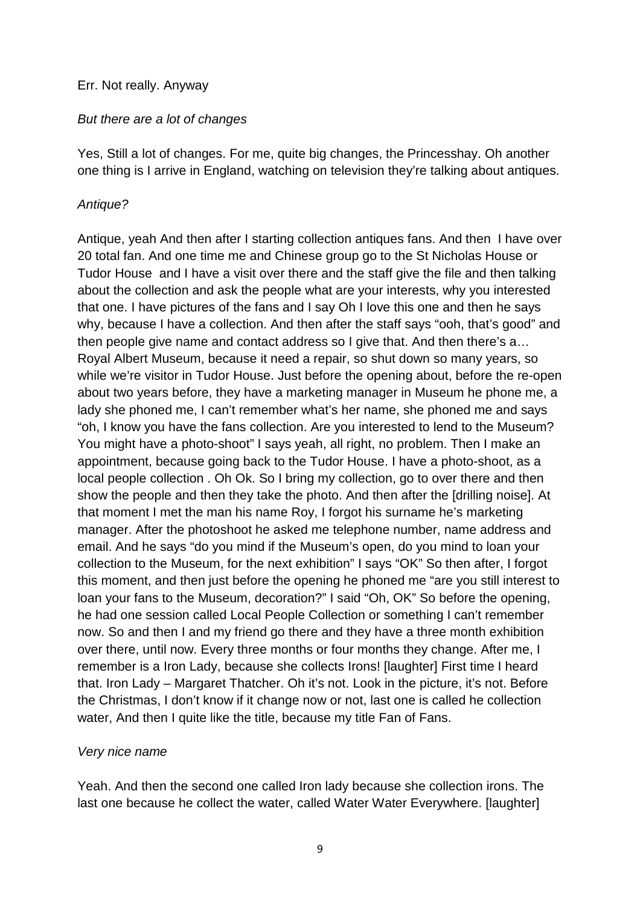Err. Not really. Anyway

*But there are a lot of changes*

Yes, Still a lot of changes. For me, quite big changes, the Princesshay. Oh another one thing is I arrive in England, watching on television they're talking about antiques.

*Antique?*

Antique, yeah And then after I starting collection antiques fans. And then I have over 20 total fan. And one time me and Chinese group go to the St Nicholas House or Tudor House and I have a visit over there and the staff give the file and then talking about the collection and ask the people what are your interests, why you interested that one. I have pictures of the fans and I say Oh I love this one and then he says why, because I have a collection. And then after the staff says "ooh, that's good" and then people give name and contact address so I give that. And then there's a… Royal Albert Museum, because it need a repair, so shut down so many years, so while we're visitor in Tudor House. Just before the opening about, before the re-open about two years before, they have a marketing manager in Museum he phone me, a lady she phoned me, I can't remember what's her name, she phoned me and says "oh, I know you have the fans collection. Are you interested to lend to the Museum? You might have a photo-shoot" I says yeah, all right, no problem. Then I make an appointment, because going back to the Tudor House. I have a photo-shoot, as a local people collection . Oh Ok. So I bring my collection, go to over there and then show the people and then they take the photo. And then after the [drilling noise]. At that moment I met the man his name Roy, I forgot his surname he's marketing manager. After the photoshoot he asked me telephone number, name address and email. And he says "do you mind if the Museum's open, do you mind to loan your collection to the Museum, for the next exhibition" I says "OK" So then after, I forgot this moment, and then just before the opening he phoned me "are you still interest to loan your fans to the Museum, decoration?" I said "Oh, OK" So before the opening, he had one session called Local People Collection or something I can't remember now. So and then I and my friend go there and they have a three month exhibition over there, until now. Every three months or four months they change. After me, I remember is a Iron Lady, because she collects Irons! [laughter] First time I heard that. Iron Lady – Margaret Thatcher. Oh it's not. Look in the picture, it's not. Before the Christmas, I don't know if it change now or not, last one is called he collection water, And then I quite like the title, because my title Fan of Fans.

*Very nice name*

Yeah. And then the second one called Iron lady because she collection irons. The last one because he collect the water, called Water Water Everywhere. [laughter]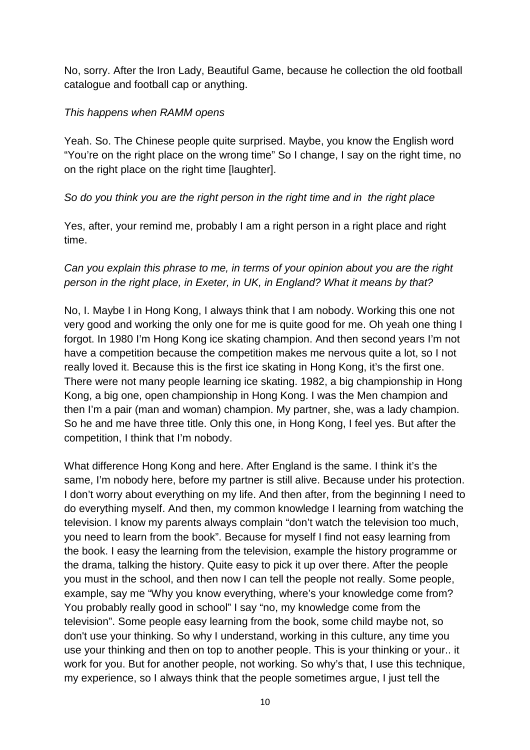No, sorry. After the Iron Lady, Beautiful Game, because he collection the old football catalogue and football cap or anything.

*This happens when RAMM opens*

Yeah. So. The Chinese people quite surprised. Maybe, you know the English word "You're on the right place on the wrong time" So I change, I say on the right time, no on the right place on the right time [laughter].

*So do you think you are the right person in the right time and in the right place*

Yes, after, your remind me, probably I am a right person in a right place and right time.

*Can you explain this phrase to me, in terms of your opinion about you are the right person in the right place, in Exeter, in UK, in England? What it means by that?*

No, I. Maybe I in Hong Kong, I always think that I am nobody. Working this one not very good and working the only one for me is quite good for me. Oh yeah one thing I forgot. In 1980 I'm Hong Kong ice skating champion. And then second years I'm not have a competition because the competition makes me nervous quite a lot, so I not really loved it. Because this is the first ice skating in Hong Kong, it's the first one. There were not many people learning ice skating. 1982, a big championship in Hong Kong, a big one, open championship in Hong Kong. I was the Men champion and then I'm a pair (man and woman) champion. My partner, she, was a lady champion. So he and me have three title. Only this one, in Hong Kong, I feel yes. But after the competition, I think that I'm nobody.

What difference Hong Kong and here. After England is the same. I think it's the same, I'm nobody here, before my partner is still alive. Because under his protection. I don't worry about everything on my life. And then after, from the beginning I need to do everything myself. And then, my common knowledge I learning from watching the television. I know my parents always complain "don't watch the television too much, you need to learn from the book". Because for myself I find not easy learning from the book. I easy the learning from the television, example the history programme or the drama, talking the history. Quite easy to pick it up over there. After the people you must in the school, and then now I can tell the people not really. Some people, example, say me "Why you know everything, where's your knowledge come from? You probably really good in school" I say "no, my knowledge come from the television". Some people easy learning from the book, some child maybe not, so don't use your thinking. So why I understand, working in this culture, any time you use your thinking and then on top to another people. This is your thinking or your.. it work for you. But for another people, not working. So why's that, I use this technique, my experience, so I always think that the people sometimes argue, I just tell the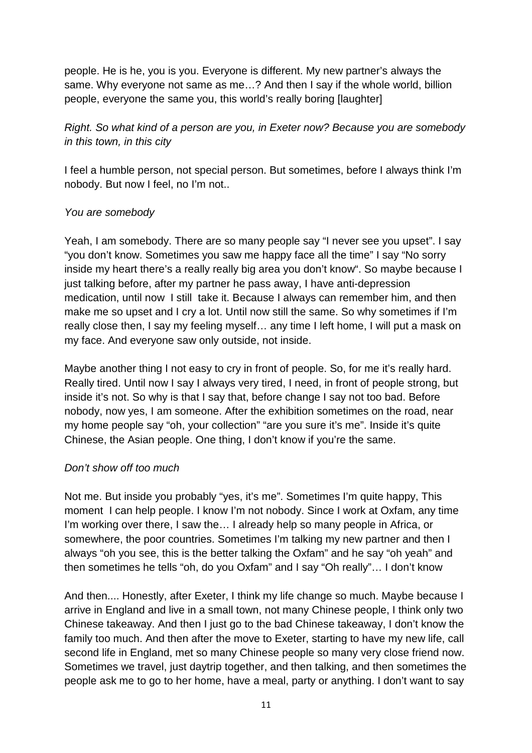people. He is he, you is you. Everyone is different. My new partner's always the same. Why everyone not same as me…? And then I say if the whole world, billion people, everyone the same you, this world's really boring [laughter]

*Right. So what kind of a person are you, in Exeter now? Because you are somebody in this town, in this city*

I feel a humble person, not special person. But sometimes, before I always think I'm nobody. But now I feel, no I'm not..

*You are somebody*

Yeah, I am somebody. There are so many people say "I never see you upset". I say "you don't know. Sometimes you saw me happy face all the time" I say "No sorry inside my heart there's a really really big area you don't know". So maybe because I just talking before, after my partner he pass away, I have anti-depression medication, until now I still take it. Because I always can remember him, and then make me so upset and I cry a lot. Until now still the same. So why sometimes if I'm really close then, I say my feeling myself… any time I left home, I will put a mask on my face. And everyone saw only outside, not inside.

Maybe another thing I not easy to cry in front of people. So, for me it's really hard. Really tired. Until now I say I always very tired, I need, in front of people strong, but inside it's not. So why is that I say that, before change I say not too bad. Before nobody, now yes, I am someone. After the exhibition sometimes on the road, near my home people say "oh, your collection" "are you sure it's me". Inside it's quite Chinese, the Asian people. One thing, I don't know if you're the same.

*Don't show off too much*

Not me. But inside you probably "yes, it's me". Sometimes I'm quite happy, This moment I can help people. I know I'm not nobody. Since I work at Oxfam, any time I'm working over there, I saw the… I already help so many people in Africa, or somewhere, the poor countries. Sometimes I'm talking my new partner and then I always "oh you see, this is the better talking the Oxfam" and he say "oh yeah" and then sometimes he tells "oh, do you Oxfam" and I say "Oh really"… I don't know

And then.... Honestly, after Exeter, I think my life change so much. Maybe because I arrive in England and live in a small town, not many Chinese people, I think only two Chinese takeaway. And then I just go to the bad Chinese takeaway, I don't know the family too much. And then after the move to Exeter, starting to have my new life, call second life in England, met so many Chinese people so many very close friend now. Sometimes we travel, just daytrip together, and then talking, and then sometimes the people ask me to go to her home, have a meal, party or anything. I don't want to say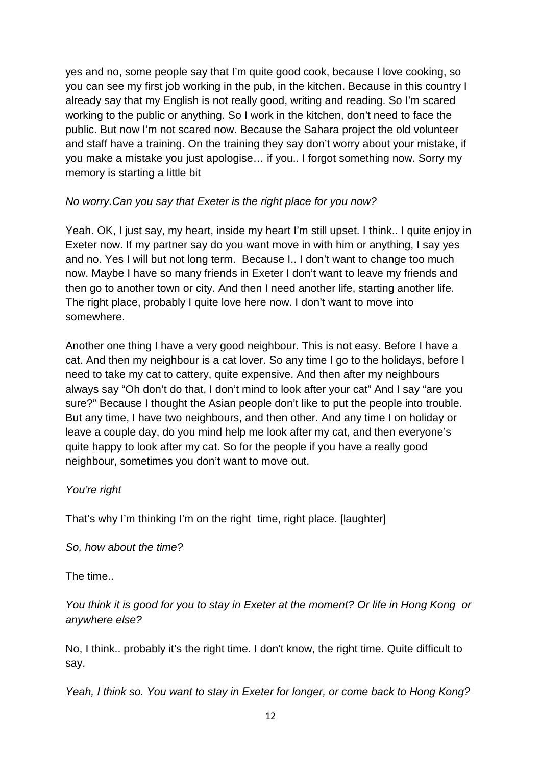yes and no, some people say that I'm quite good cook, because I love cooking, so you can see my first job working in the pub, in the kitchen. Because in this country I already say that my English is not really good, writing and reading. So I'm scared working to the public or anything. So I work in the kitchen, don't need to face the public. But now I'm not scared now. Because the Sahara project the old volunteer and staff have a training. On the training they say don't worry about your mistake, if you make a mistake you just apologise… if you.. I forgot something now. Sorry my memory is starting a little bit

*No worry.Can you say that Exeter is the right place for you now?*

Yeah. OK, I just say, my heart, inside my heart I'm still upset. I think.. I quite enjoy in Exeter now. If my partner say do you want move in with him or anything, I say yes and no. Yes I will but not long term. Because I.. I don't want to change too much now. Maybe I have so many friends in Exeter I don't want to leave my friends and then go to another town or city. And then I need another life, starting another life. The right place, probably I quite love here now. I don't want to move into somewhere.

Another one thing I have a very good neighbour. This is not easy. Before I have a cat. And then my neighbour is a cat lover. So any time I go to the holidays, before I need to take my cat to cattery, quite expensive. And then after my neighbours always say "Oh don't do that, I don't mind to look after your cat" And I say "are you sure?" Because I thought the Asian people don't like to put the people into trouble. But any time, I have two neighbours, and then other. And any time I on holiday or leave a couple day, do you mind help me look after my cat, and then everyone's quite happy to look after my cat. So for the people if you have a really good neighbour, sometimes you don't want to move out.

*You're right*

That's why I'm thinking I'm on the right time, right place. [laughter]

*So, how about the time?*

The time..

*You think it is good for you to stay in Exeter at the moment? Or life in Hong Kong or anywhere else?*

No, I think.. probably it's the right time. I don't know, the right time. Quite difficult to say.

*Yeah, I think so. You want to stay in Exeter for longer, or come back to Hong Kong?*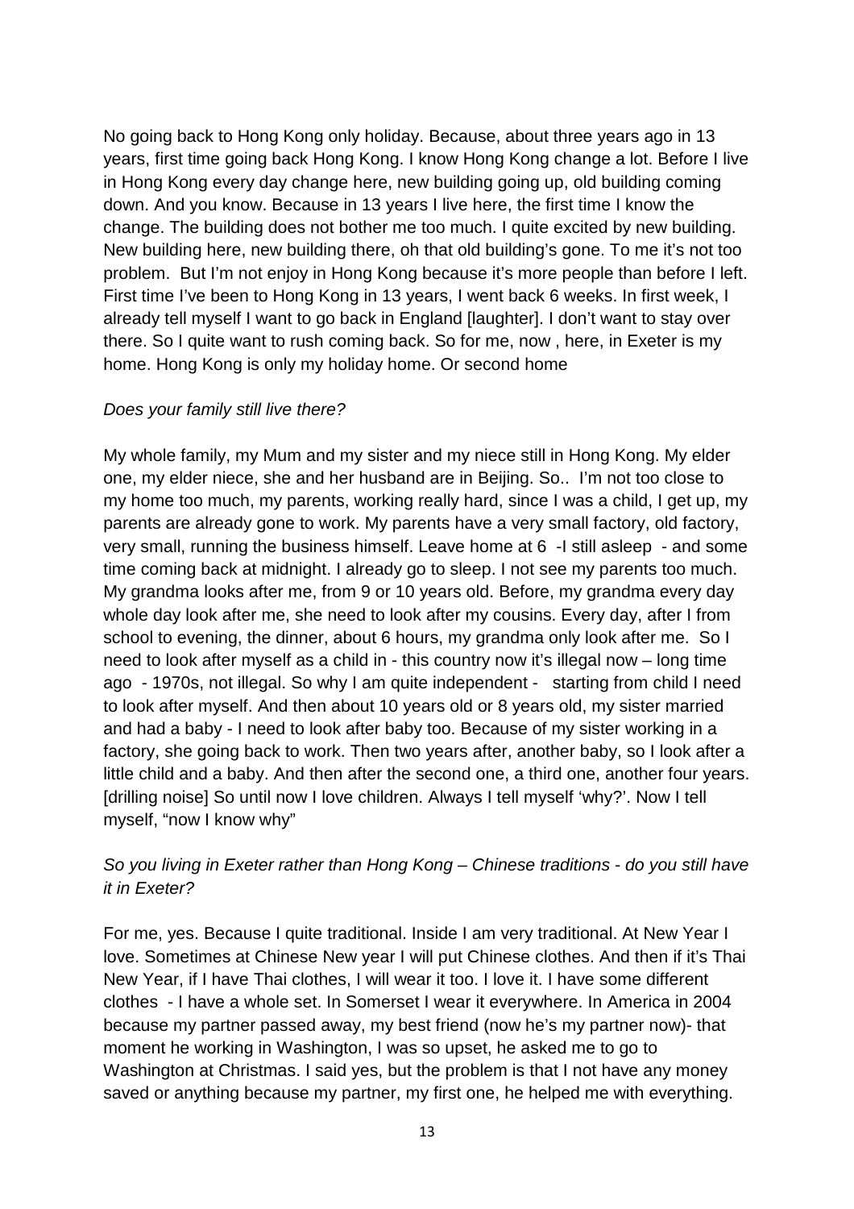No going back to Hong Kong only holiday. Because, about three years ago in 13 years, first time going back Hong Kong. I know Hong Kong change a lot. Before I live in Hong Kong every day change here, new building going up, old building coming down. And you know. Because in 13 years I live here, the first time I know the change. The building does not bother me too much. I quite excited by new building. New building here, new building there, oh that old building's gone. To me it's not too problem. But I'm not enjoy in Hong Kong because it's more people than before I left. First time I've been to Hong Kong in 13 years, I went back 6 weeks. In first week, I already tell myself I want to go back in England [laughter]. I don't want to stay over there. So I quite want to rush coming back. So for me, now , here, in Exeter is my home. Hong Kong is only my holiday home. Or second home

*Does your family still live there?*

My whole family, my Mum and my sister and my niece still in Hong Kong. My elder one, my elder niece, she and her husband are in Beijing. So.. I'm not too close to my home too much, my parents, working really hard, since I was a child, I get up, my parents are already gone to work. My parents have a very small factory, old factory, very small, running the business himself. Leave home at 6 -I still asleep - and some time coming back at midnight. I already go to sleep. I not see my parents too much. My grandma looks after me, from 9 or 10 years old. Before, my grandma every day whole day look after me, she need to look after my cousins. Every day, after I from school to evening, the dinner, about 6 hours, my grandma only look after me. So I need to look after myself as a child in - this country now it's illegal now – long time ago - 1970s, not illegal. So why I am quite independent - starting from child I need to look after myself. And then about 10 years old or 8 years old, my sister married and had a baby - I need to look after baby too. Because of my sister working in a factory, she going back to work. Then two years after, another baby, so I look after a little child and a baby. And then after the second one, a third one, another four years. [drilling noise] So until now I love children. Always I tell myself 'why?'. Now I tell myself, "now I know why"

*So you living in Exeter rather than Hong Kong – Chinese traditions - do you still have it in Exeter?*

For me, yes. Because I quite traditional. Inside I am very traditional. At New Year I love. Sometimes at Chinese New year I will put Chinese clothes. And then if it's Thai New Year, if I have Thai clothes, I will wear it too. I love it. I have some different clothes - I have a whole set. In Somerset I wear it everywhere. In America in 2004 because my partner passed away, my best friend (now he's my partner now)- that moment he working in Washington, I was so upset, he asked me to go to Washington at Christmas. I said yes, but the problem is that I not have any money saved or anything because my partner, my first one, he helped me with everything.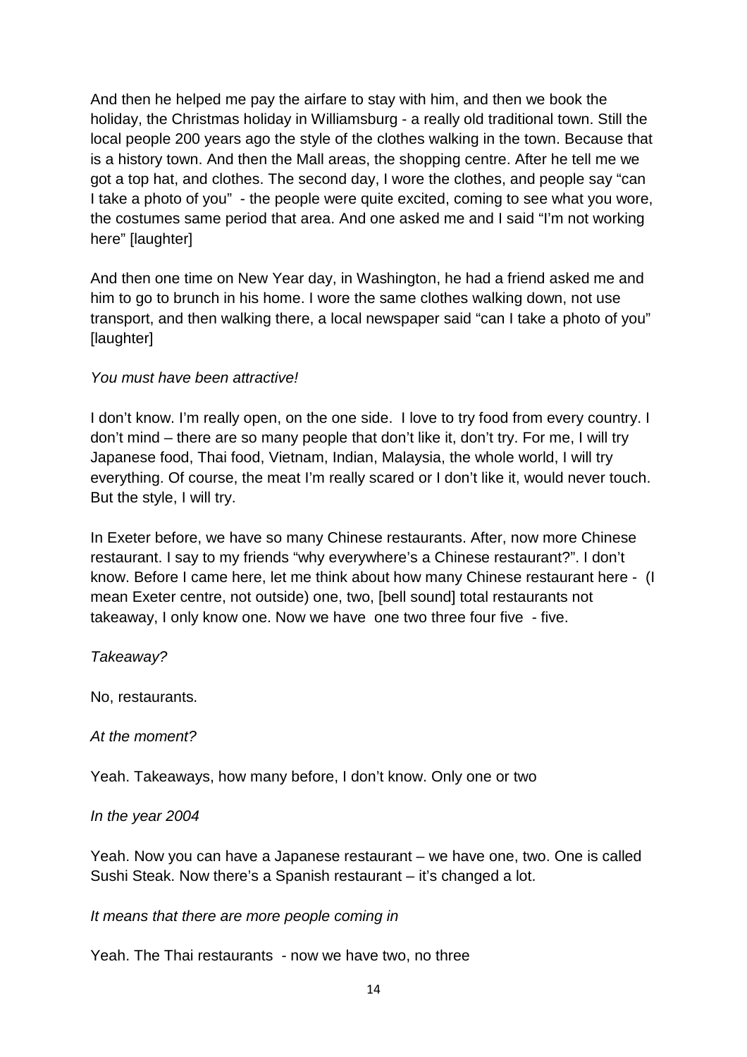And then he helped me pay the airfare to stay with him, and then we book the holiday, the Christmas holiday in Williamsburg - a really old traditional town. Still the local people 200 years ago the style of the clothes walking in the town. Because that is a history town. And then the Mall areas, the shopping centre. After he tell me we got a top hat, and clothes. The second day, I wore the clothes, and people say "can I take a photo of you" - the people were quite excited, coming to see what you wore, the costumes same period that area. And one asked me and I said "I'm not working here" [laughter]

And then one time on New Year day, in Washington, he had a friend asked me and him to go to brunch in his home. I wore the same clothes walking down, not use transport, and then walking there, a local newspaper said "can I take a photo of you" [laughter]

*You must have been attractive!*

I don't know. I'm really open, on the one side. I love to try food from every country. I don't mind – there are so many people that don't like it, don't try. For me, I will try Japanese food, Thai food, Vietnam, Indian, Malaysia, the whole world, I will try everything. Of course, the meat I'm really scared or I don't like it, would never touch. But the style, I will try.

In Exeter before, we have so many Chinese restaurants. After, now more Chinese restaurant. I say to my friends "why everywhere's a Chinese restaurant?". I don't know. Before I came here, let me think about how many Chinese restaurant here - (I mean Exeter centre, not outside) one, two, [bell sound] total restaurants not takeaway, I only know one. Now we have one two three four five - five.

*Takeaway?*

No, restaurants.

*At the moment?*

Yeah. Takeaways, how many before, I don't know. Only one or two

*In the year 2004*

Yeah. Now you can have a Japanese restaurant – we have one, two. One is called Sushi Steak. Now there's a Spanish restaurant – it's changed a lot.

*It means that there are more people coming in*

Yeah. The Thai restaurants - now we have two, no three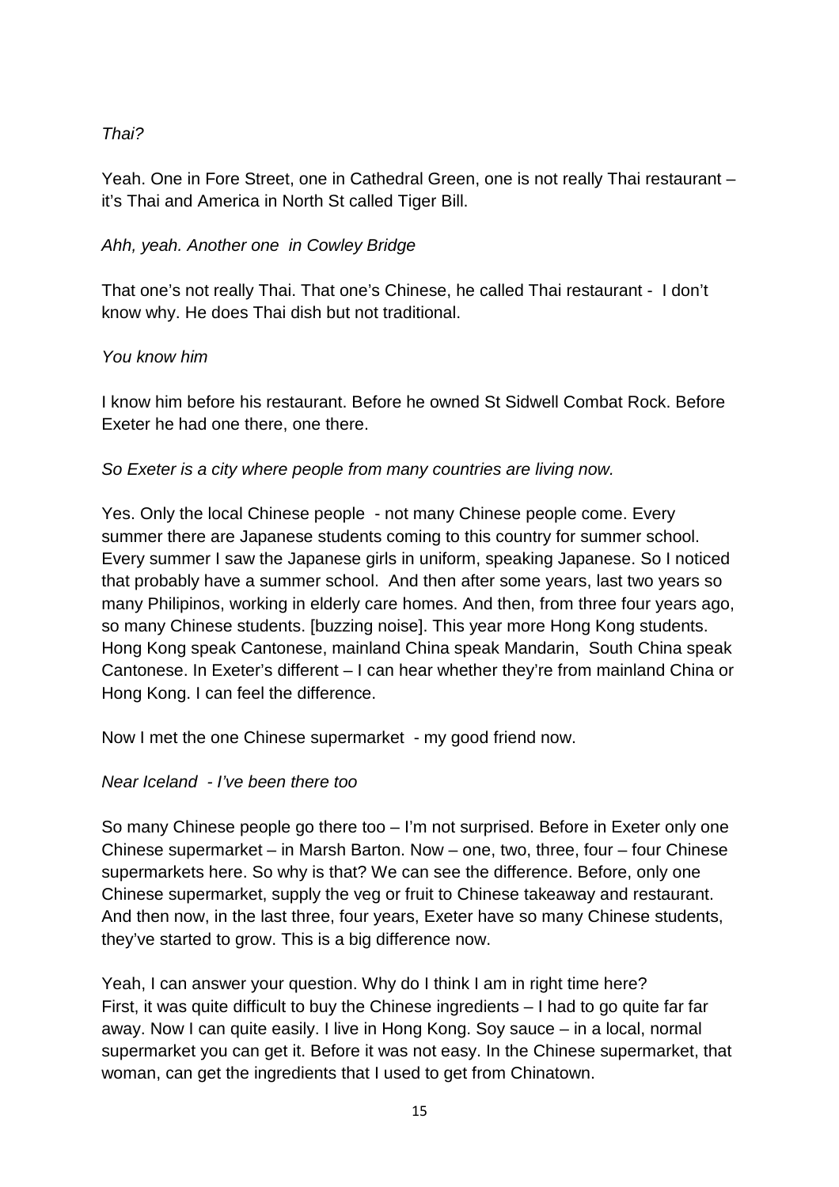*Thai?*

Yeah. One in Fore Street, one in Cathedral Green, one is not really Thai restaurant – it's Thai and America in North St called Tiger Bill.

*Ahh, yeah. Another one  in Cowley Bridge*

That one's not really Thai. That one's Chinese, he called Thai restaurant -  I don't know why. He does Thai dish but not traditional.

*You know him*

I know him before his restaurant. Before he owned St Sidwell Combat Rock. Before Exeter he had one there, one there.

*So Exeter is a city where people from many countries are living now.*

Yes. Only the local Chinese people  - not many Chinese people come. Every summer there are Japanese students coming to this country for summer school. Every summer I saw the Japanese girls in uniform, speaking Japanese. So I noticed that probably have a summer school.  And then after some years, last two years so many Philipinos, working in elderly care homes. And then, from three four years ago, so many Chinese students. [buzzing noise]. This year more Hong Kong students. Hong Kong speak Cantonese, mainland China speak Mandarin,  South China speak Cantonese. In Exeter's different – I can hear whether they're from mainland China or Hong Kong. I can feel the difference.

Now I met the one Chinese supermarket  - my good friend now.

*Near Iceland  - I've been there too*

So many Chinese people go there too – I'm not surprised. Before in Exeter only one Chinese supermarket – in Marsh Barton. Now – one, two, three, four – four Chinese supermarkets here. So why is that? We can see the difference. Before, only one Chinese supermarket, supply the veg or fruit to Chinese takeaway and restaurant. And then now, in the last three, four years, Exeter have so many Chinese students, they've started to grow. This is a big difference now.

Yeah, I can answer your question. Why do I think I am in right time here? First, it was quite difficult to buy the Chinese ingredients – I had to go quite far far away. Now I can quite easily. I live in Hong Kong. Soy sauce – in a local, normal supermarket you can get it. Before it was not easy. In the Chinese supermarket, that woman, can get the ingredients that I used to get from Chinatown.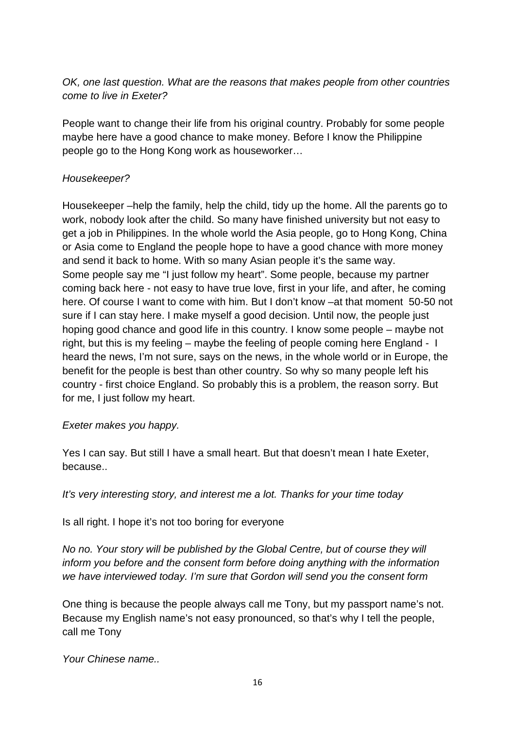*OK, one last question. What are the reasons that makes people from other countries come to live in Exeter?*

People want to change their life from his original country. Probably for some people maybe here have a good chance to make money. Before I know the Philippine people go to the Hong Kong work as houseworker…

*Housekeeper?*

Housekeeper –help the family, help the child, tidy up the home. All the parents go to work, nobody look after the child. So many have finished university but not easy to get a job in Philippines. In the whole world the Asia people, go to Hong Kong, China or Asia come to England the people hope to have a good chance with more money and send it back to home. With so many Asian people it's the same way.
Some people say me "I just follow my heart". Some people, because my partner coming back here - not easy to have true love, first in your life, and after, he coming here. Of course I want to come with him. But I don't know –at that moment 50-50 not sure if I can stay here. I make myself a good decision. Until now, the people just hoping good chance and good life in this country. I know some people – maybe not right, but this is my feeling – maybe the feeling of people coming here England - I heard the news, I'm not sure, says on the news, in the whole world or in Europe, the benefit for the people is best than other country. So why so many people left his country - first choice England. So probably this is a problem, the reason sorry. But for me, I just follow my heart.

*Exeter makes you happy.*

Yes I can say. But still I have a small heart. But that doesn't mean I hate Exeter, because..

*It's very interesting story, and interest me a lot. Thanks for your time today*

Is all right. I hope it's not too boring for everyone

*No no. Your story will be published by the Global Centre, but of course they will inform you before and the consent form before doing anything with the information we have interviewed today. I'm sure that Gordon will send you the consent form*

One thing is because the people always call me Tony, but my passport name's not. Because my English name's not easy pronounced, so that's why I tell the people, call me Tony

*Your Chinese name..*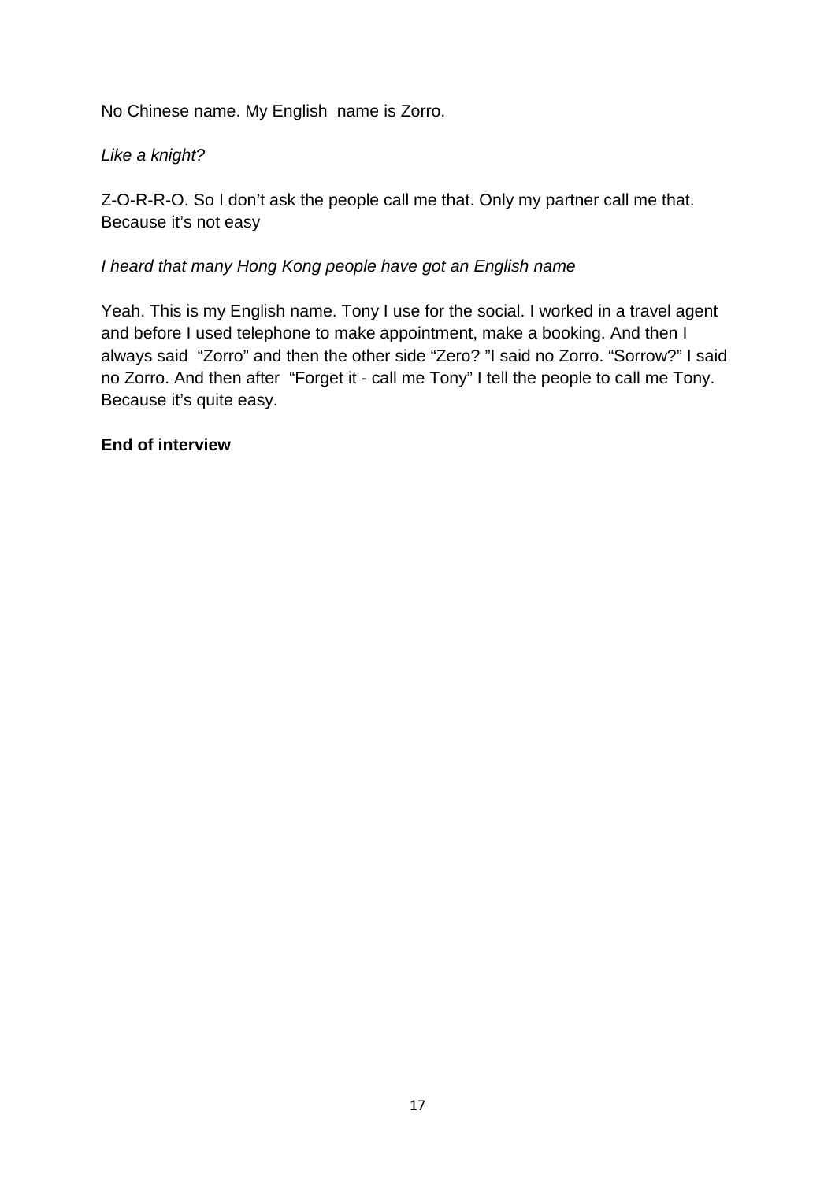No Chinese name. My English name is Zorro.

*Like a knight?*

Z-O-R-R-O. So I don't ask the people call me that. Only my partner call me that. Because it's not easy

*I heard that many Hong Kong people have got an English name*

Yeah. This is my English name. Tony I use for the social. I worked in a travel agent and before I used telephone to make appointment, make a booking. And then I always said "Zorro" and then the other side "Zero? "I said no Zorro. "Sorrow?" I said no Zorro. And then after "Forget it - call me Tony" I tell the people to call me Tony. Because it's quite easy.

**End of interview**